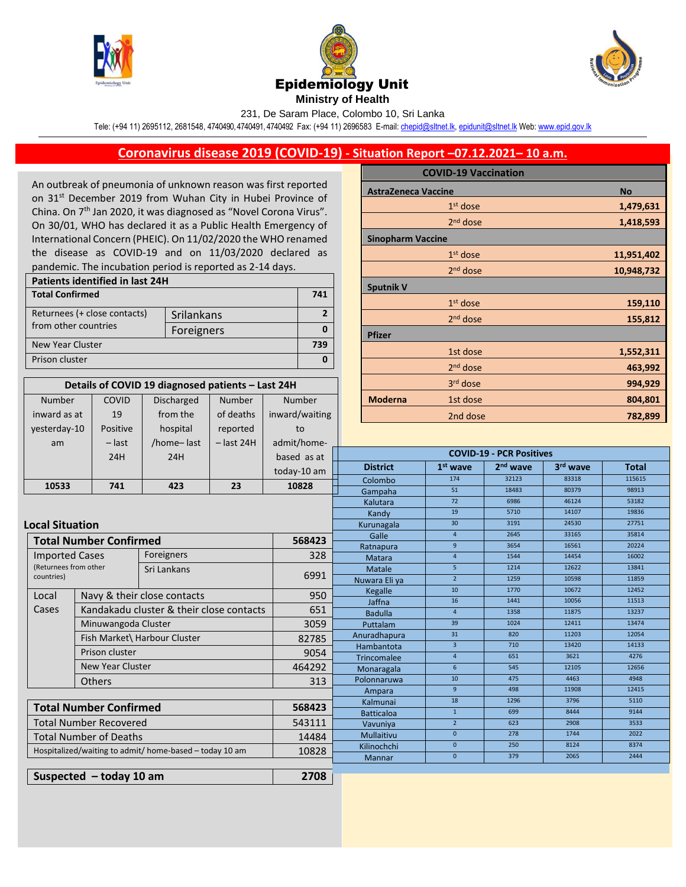# Epidemiology Unit

**Ministry of Health**

231, De Saram Place, Colombo 10, Sri Lanka

Tele: (+94 11) 2695112, 2681548, 4740490, 4740491, 4740492 Fax: (+94 11) 2696583 E-mail: chepid@sltnet.lk, epidunit@sltnet.lk Web: www.epid.gov.lk

## Coronavirus disease 2019 (COVID-19) - Situation Report –07.12.2021– 10 a.m.

An outbreak of pneumonia of unknown reason was first reported on 31st December 2019 from Wuhan City in Hubei Province of China. On 7th Jan 2020, it was diagnosed as "Novel Corona Virus". On 30/01, WHO has declared it as a Public Health Emergency of International Concern (PHEIC). On 11/02/2020 the WHO renamed the disease as COVID-19 and on 11/03/2020 declared as pandemic. The incubation period is reported as 2-14 days.

| Patients identified in last 24H | | |
|---|---|---|
| **Total Confirmed** | | **741** |
| Returnees (+ close contacts) from other countries | Srilankans | 2 |
| | Foreigners | 0 |
| New Year Cluster | | 739 |
| Prison cluster | | 0 |

| Details of COVID 19 diagnosed patients – Last 24H | | | | |
|---|---|---|---|---|
| Number inward as at yesterday-10 am | COVID 19 Positive – last 24H | Discharged from the hospital /home– last 24H | Number of deaths reported – last 24H | Number inward/waiting to admit/home-based as at today-10 am |
| 10533 | 741 | 423 | 23 | 10828 |

### Local Situation

| Total Number Confirmed | | 568423 |
|---|---|---|
| Imported Cases (Returnees from other countries) | Foreigners | 328 |
| | Sri Lankans | 6991 |
| Local Cases | Navy & their close contacts | 950 |
| | Kandakadu cluster & their close contacts | 651 |
| | Minuwangoda Cluster | 3059 |
| | Fish Market\ Harbour Cluster | 82785 |
| | Prison cluster | 9054 |
| | New Year Cluster | 464292 |
| | Others | 313 |

| Total Number Confirmed | 568423 |
|---|---|
| Total Number Recovered | 543111 |
| Total Number of Deaths | 14484 |
| Hospitalized/waiting to admit/ home-based – today 10 am | 10828 |

| Suspected – today 10 am | 2708 |
|---|---|

| COVID-19 Vaccination | | |
|---|---|---|
| **AstraZeneca Vaccine** | | **No** |
| | 1st dose | **1,479,631** |
| | 2nd dose | **1,418,593** |
| **Sinopharm Vaccine** | | |
| | 1st dose | **11,951,402** |
| | 2nd dose | **10,948,732** |
| **Sputnik V** | | |
| | 1st dose | **159,110** |
| | 2nd dose | **155,812** |
| **Pfizer** | | |
| | 1st dose | **1,552,311** |
| | 2nd dose | **463,992** |
| | 3rd dose | **994,929** |
| **Moderna** | 1st dose | **804,801** |
| | 2nd dose | **782,899** |

| District | 1st wave | 2nd wave | 3rd wave | Total |
|---|---|---|---|---|
| Colombo | 174 | 32123 | 83318 | 115615 |
| Gampaha | 51 | 18483 | 80379 | 98913 |
| Kalutara | 72 | 6986 | 46124 | 53182 |
| Kandy | 19 | 5710 | 14107 | 19836 |
| Kurunagala | 30 | 3191 | 24530 | 27751 |
| Galle | 4 | 2645 | 33165 | 35814 |
| Ratnapura | 9 | 3654 | 16561 | 20224 |
| Matara | 4 | 1544 | 14454 | 16002 |
| Matale | 5 | 1214 | 12622 | 13841 |
| Nuwara Eli ya | 2 | 1259 | 10598 | 11859 |
| Kegalle | 10 | 1770 | 10672 | 12452 |
| Jaffna | 16 | 1441 | 10056 | 11513 |
| Badulla | 4 | 1358 | 11875 | 13237 |
| Puttalam | 39 | 1024 | 12411 | 13474 |
| Anuradhapura | 31 | 820 | 11203 | 12054 |
| Hambantota | 3 | 710 | 13420 | 14133 |
| Trincomalee | 4 | 651 | 3621 | 4276 |
| Monaragala | 6 | 545 | 12105 | 12656 |
| Polonnaruwa | 10 | 475 | 4463 | 4948 |
| Ampara | 9 | 498 | 11908 | 12415 |
| Kalmunai | 18 | 1296 | 3796 | 5110 |
| Batticaloa | 1 | 699 | 8444 | 9144 |
| Vavuniya | 2 | 623 | 2908 | 3533 |
| Mullaitivu | 0 | 278 | 1744 | 2022 |
| Kilinochchi | 0 | 250 | 8124 | 8374 |
| Mannar | 0 | 379 | 2065 | 2444 |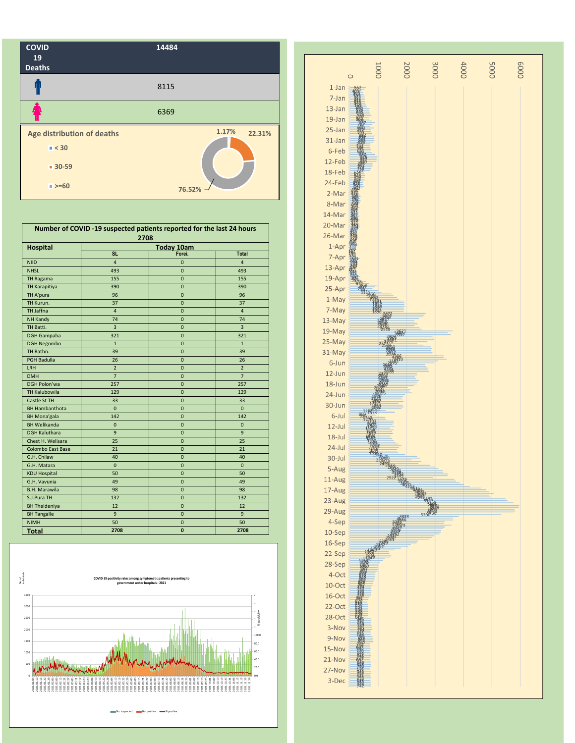| COVID 19 Deaths | 14484 |
| --- | --- |
| (Male) | 8115 |
| (Female) | 6369 |

**Age distribution of deaths**

- < 30
- 30-59
- >=60

1.17%
22.31%
76.52%

| Number of COVID -19 suspected patients reported for the last 24 hours 2708 | | | |
| --- | --- | --- | --- |
| Hospital | Today 10am | | |
| | SL | Forei. | Total |
| NIID | 4 | 0 | 4 |
| NHSL | 493 | 0 | 493 |
| TH Ragama | 155 | 0 | 155 |
| TH Karapitiya | 390 | 0 | 390 |
| TH A'pura | 96 | 0 | 96 |
| TH Kurun. | 37 | 0 | 37 |
| TH Jaffna | 4 | 0 | 4 |
| NH Kandy | 74 | 0 | 74 |
| TH Batti. | 3 | 0 | 3 |
| DGH Gampaha | 321 | 0 | 321 |
| DGH Negombo | 1 | 0 | 1 |
| TH Rathn. | 39 | 0 | 39 |
| PGH Badulla | 26 | 0 | 26 |
| LRH | 2 | 0 | 2 |
| DMH | 7 | 0 | 7 |
| DGH Polon'wa | 257 | 0 | 257 |
| TH Kalubowila | 129 | 0 | 129 |
| Castle St TH | 33 | 0 | 33 |
| BH Hambanthota | 0 | 0 | 0 |
| BH Mona'gala | 142 | 0 | 142 |
| BH Welikanda | 0 | 0 | 0 |
| DGH Kaluthara | 9 | 0 | 9 |
| Chest H. Welisara | 25 | 0 | 25 |
| Colombo East Base | 21 | 0 | 21 |
| G.H. Chilaw | 40 | 0 | 40 |
| G.H. Matara | 0 | 0 | 0 |
| KDU Hospital | 50 | 0 | 50 |
| G.H. Vavunia | 49 | 0 | 49 |
| B.H. Marawila | 98 | 0 | 98 |
| S.J.Pura TH | 132 | 0 | 132 |
| BH Theldeniya | 12 | 0 | 12 |
| BH Tangalle | 9 | 0 | 9 |
| NIMH | 50 | 0 | 50 |
| **Total** | **2708** | **0** | **2708** |

COVID 19 positivity rates among symptomatic patients presenting to government sector hospitals : 2021

No. of individuals
% positivity

0
500
1000
1500
2000
2500
3000
3500

No. suspected
No. positive
% positive

0
1000
2000
3000
4000
5000
6000

1-Jan
7-Jan
13-Jan
19-Jan
25-Jan
31-Jan
6-Feb
12-Feb
18-Feb
24-Feb
2-Mar
8-Mar
14-Mar
20-Mar
26-Mar
1-Apr
7-Apr
13-Apr
19-Apr
25-Apr
1-May
7-May
13-May
19-May
25-May
31-May
6-Jun
12-Jun
18-Jun
24-Jun
30-Jun
6-Jul
12-Jul
18-Jul
24-Jul
30-Jul
5-Aug
11-Aug
17-Aug
23-Aug
29-Aug
4-Sep
10-Sep
16-Sep
22-Sep
28-Sep
4-Oct
10-Oct
16-Oct
22-Oct
28-Oct
3-Nov
9-Nov
15-Nov
21-Nov
27-Nov
3-Dec